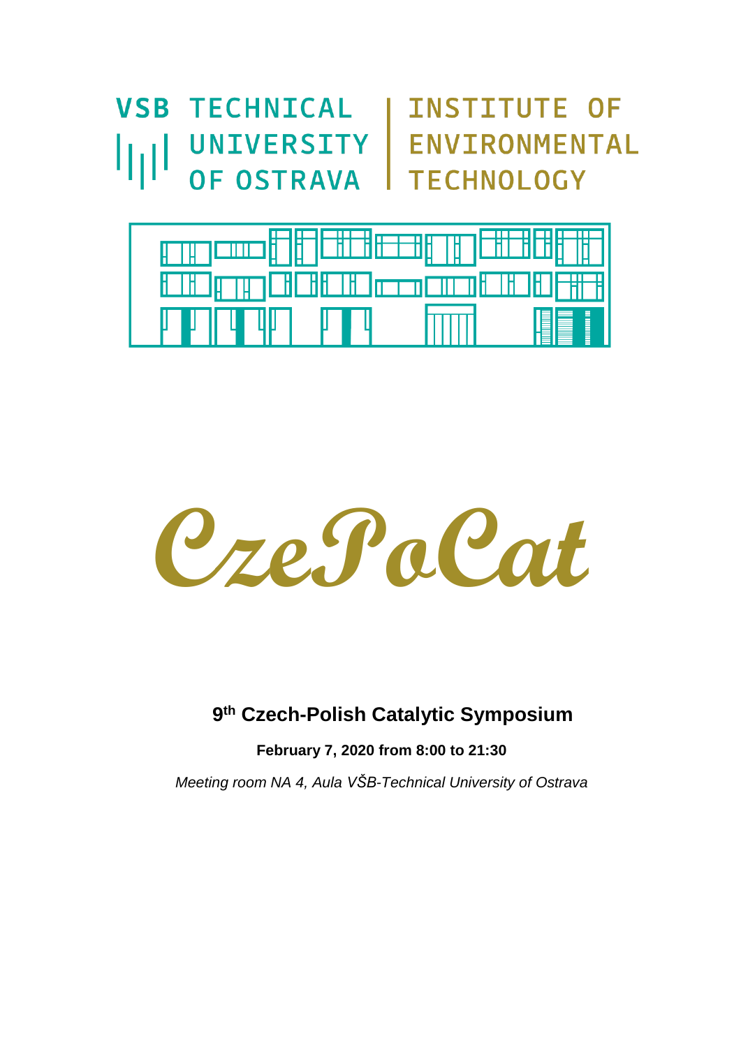VSB TECHNICAL UNIVERSITY OF OSTRAVA | INSTITUTE OF ENVIRONMENTAL TECHNOLOGY

# CzePoCat

## 9th Czech-Polish Catalytic Symposium

**February 7, 2020 from 8:00 to 21:30**

*Meeting room NA 4, Aula VŠB-Technical University of Ostrava*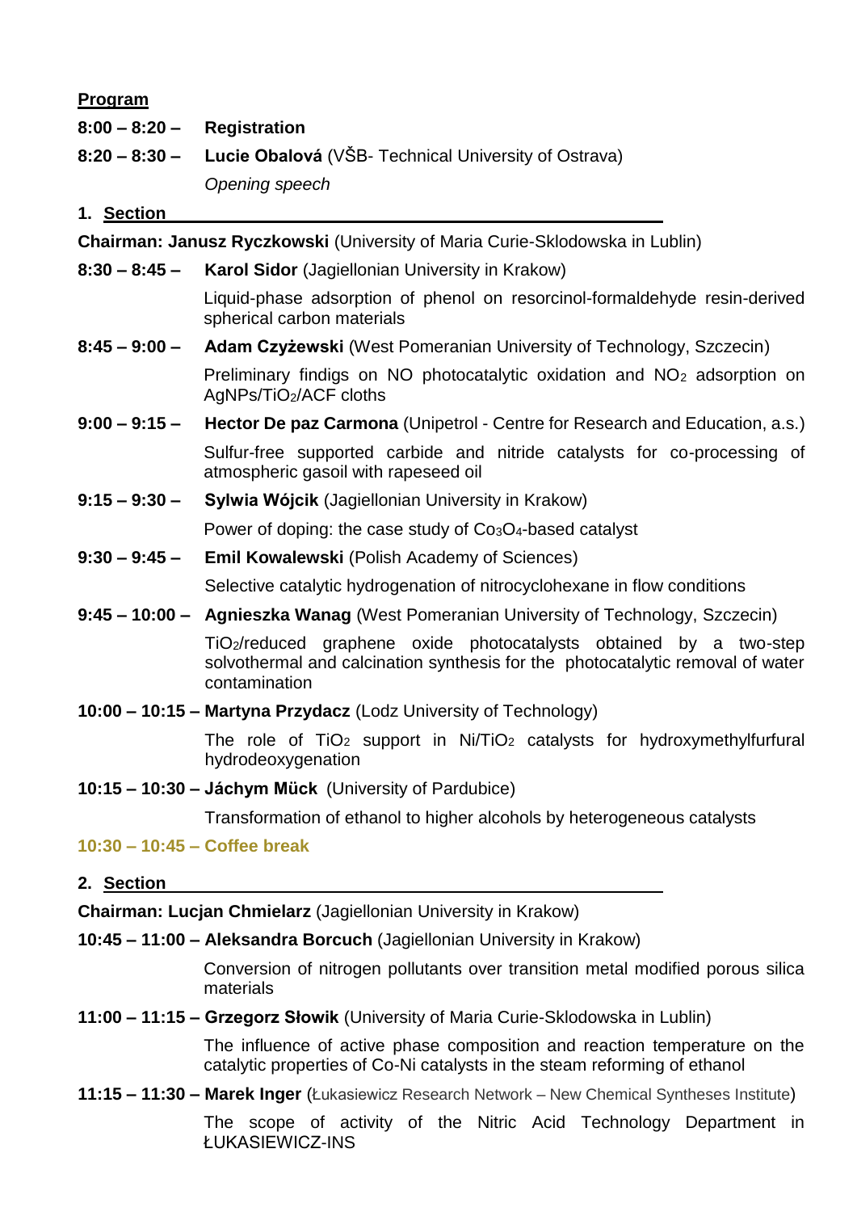**Program**

**8:00 – 8:20 –** **Registration**

**8:20 – 8:30 –** **Lucie Obalová** (VŠB- Technical University of Ostrava)
*Opening speech*

## 1. Section

**Chairman: Janusz Ryczkowski** (University of Maria Curie-Sklodowska in Lublin)

**8:30 – 8:45 –** **Karol Sidor** (Jagiellonian University in Krakow)
Liquid-phase adsorption of phenol on resorcinol-formaldehyde resin-derived spherical carbon materials

**8:45 – 9:00 –** **Adam Czyżewski** (West Pomeranian University of Technology, Szczecin)
Preliminary findigs on NO photocatalytic oxidation and $NO_2$ adsorption on AgNPs/$TiO_2$/ACF cloths

**9:00 – 9:15 –** **Hector De paz Carmona** (Unipetrol - Centre for Research and Education, a.s.)
Sulfur-free supported carbide and nitride catalysts for co-processing of atmospheric gasoil with rapeseed oil

**9:15 – 9:30 –** **Sylwia Wójcik** (Jagiellonian University in Krakow)
Power of doping: the case study of $Co_3O_4$-based catalyst

**9:30 – 9:45 –** **Emil Kowalewski** (Polish Academy of Sciences)
Selective catalytic hydrogenation of nitrocyclohexane in flow conditions

**9:45 – 10:00 –** **Agnieszka Wanag** (West Pomeranian University of Technology, Szczecin)
$TiO_2$/reduced graphene oxide photocatalysts obtained by a two-step solvothermal and calcination synthesis for the photocatalytic removal of water contamination

**10:00 – 10:15 –** **Martyna Przydacz** (Lodz University of Technology)
The role of $TiO_2$ support in Ni/$TiO_2$ catalysts for hydroxymethylfurfural hydrodeoxygenation

**10:15 – 10:30 –** **Jáchym Mück** (University of Pardubice)
Transformation of ethanol to higher alcohols by heterogeneous catalysts

**10:30 – 10:45 – Coffee break**

## 2. Section

**Chairman: Lucjan Chmielarz** (Jagiellonian University in Krakow)

**10:45 – 11:00 –** **Aleksandra Borcuch** (Jagiellonian University in Krakow)
Conversion of nitrogen pollutants over transition metal modified porous silica materials

**11:00 – 11:15 –** **Grzegorz Słowik** (University of Maria Curie-Sklodowska in Lublin)
The influence of active phase composition and reaction temperature on the catalytic properties of Co-Ni catalysts in the steam reforming of ethanol

**11:15 – 11:30 –** **Marek Inger** (Łukasiewicz Research Network – New Chemical Syntheses Institute)
The scope of activity of the Nitric Acid Technology Department in ŁUKASIEWICZ-INS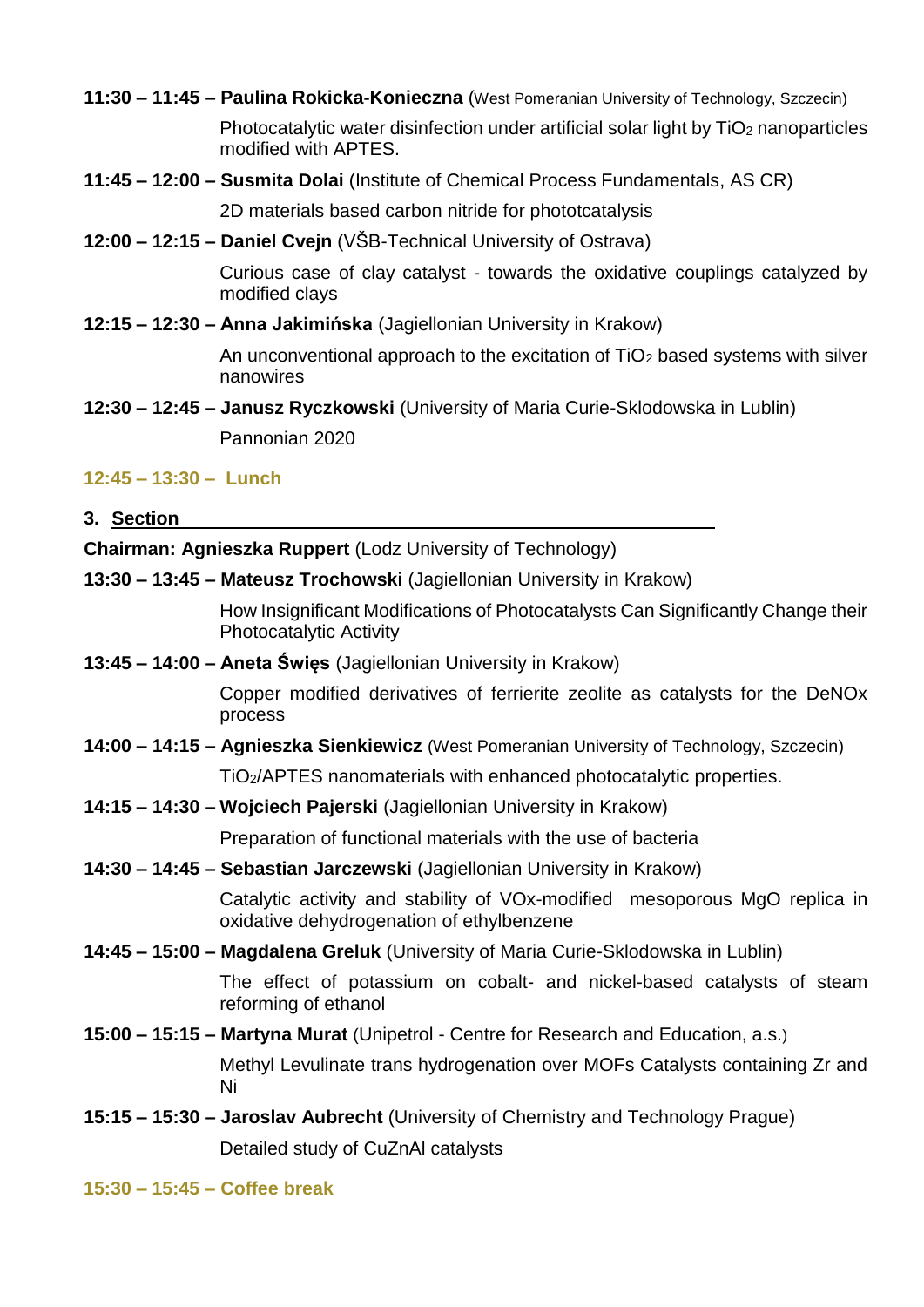**11:30 – 11:45 – Paulina Rokicka-Konieczna** (West Pomeranian University of Technology, Szczecin)

Photocatalytic water disinfection under artificial solar light by $TiO_2$ nanoparticles modified with APTES.

**11:45 – 12:00 – Susmita Dolai** (Institute of Chemical Process Fundamentals, AS CR)

2D materials based carbon nitride for phototcatalysis

**12:00 – 12:15 – Daniel Cvejn** (VŠB-Technical University of Ostrava)

Curious case of clay catalyst - towards the oxidative couplings catalyzed by modified clays

**12:15 – 12:30 – Anna Jakimińska** (Jagiellonian University in Krakow)

An unconventional approach to the excitation of $TiO_2$ based systems with silver nanowires

**12:30 – 12:45 – Janusz Ryczkowski** (University of Maria Curie-Sklodowska in Lublin)

Pannonian 2020

**12:45 – 13:30 – Lunch**

## 3. Section

**Chairman: Agnieszka Ruppert** (Lodz University of Technology)

**13:30 – 13:45 – Mateusz Trochowski** (Jagiellonian University in Krakow)

How Insignificant Modifications of Photocatalysts Can Significantly Change their Photocatalytic Activity

**13:45 – 14:00 – Aneta Święs** (Jagiellonian University in Krakow)

Copper modified derivatives of ferrierite zeolite as catalysts for the DeNOx process

**14:00 – 14:15 – Agnieszka Sienkiewicz** (West Pomeranian University of Technology, Szczecin)

$TiO_2$/APTES nanomaterials with enhanced photocatalytic properties.

**14:15 – 14:30 – Wojciech Pajerski** (Jagiellonian University in Krakow)

Preparation of functional materials with the use of bacteria

**14:30 – 14:45 – Sebastian Jarczewski** (Jagiellonian University in Krakow)

Catalytic activity and stability of VOx-modified mesoporous MgO replica in oxidative dehydrogenation of ethylbenzene

**14:45 – 15:00 – Magdalena Greluk** (University of Maria Curie-Sklodowska in Lublin)

The effect of potassium on cobalt- and nickel-based catalysts of steam reforming of ethanol

**15:00 – 15:15 – Martyna Murat** (Unipetrol - Centre for Research and Education, a.s.)

Methyl Levulinate trans hydrogenation over MOFs Catalysts containing Zr and Ni

**15:15 – 15:30 – Jaroslav Aubrecht** (University of Chemistry and Technology Prague)

Detailed study of CuZnAl catalysts

**15:30 – 15:45 – Coffee break**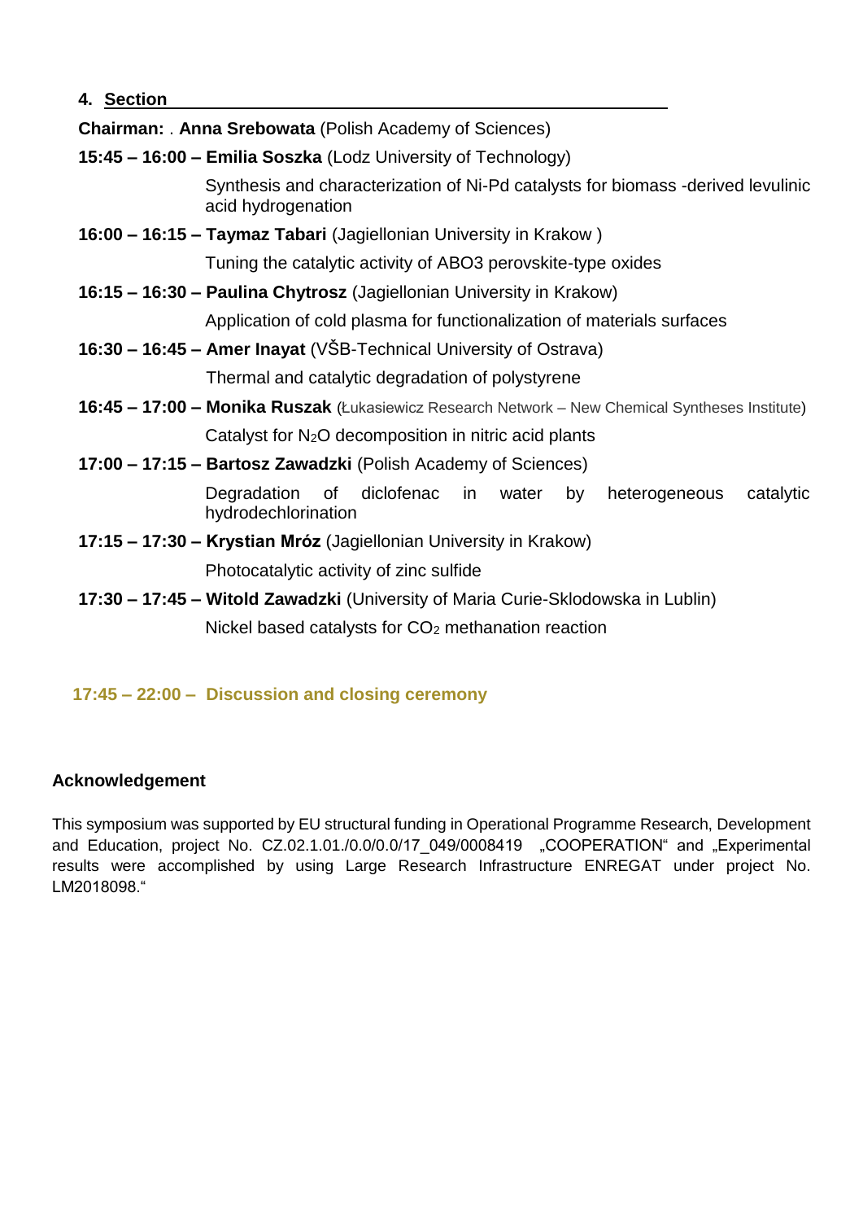## 4. Section

**Chairman:** . **Anna Srebowata** (Polish Academy of Sciences)

**15:45 – 16:00 – Emilia Soszka** (Lodz University of Technology)

Synthesis and characterization of Ni-Pd catalysts for biomass -derived levulinic acid hydrogenation

**16:00 – 16:15 – Taymaz Tabari** (Jagiellonian University in Krakow )

Tuning the catalytic activity of ABO3 perovskite-type oxides

**16:15 – 16:30 – Paulina Chytrosz** (Jagiellonian University in Krakow)

Application of cold plasma for functionalization of materials surfaces

**16:30 – 16:45 – Amer Inayat** (VŠB-Technical University of Ostrava)

Thermal and catalytic degradation of polystyrene

**16:45 – 17:00 – Monika Ruszak** (Łukasiewicz Research Network – New Chemical Syntheses Institute)

Catalyst for $N_2O$ decomposition in nitric acid plants

**17:00 – 17:15 – Bartosz Zawadzki** (Polish Academy of Sciences)

Degradation of diclofenac in water by heterogeneous catalytic hydrodechlorination

**17:15 – 17:30 – Krystian Mróz** (Jagiellonian University in Krakow)

Photocatalytic activity of zinc sulfide

**17:30 – 17:45 – Witold Zawadzki** (University of Maria Curie-Sklodowska in Lublin)

Nickel based catalysts for $CO_2$ methanation reaction

**17:45 – 22:00 – Discussion and closing ceremony**

### Acknowledgement

This symposium was supported by EU structural funding in Operational Programme Research, Development and Education, project No. CZ.02.1.01./0.0/0.0/17_049/0008419 „COOPERATION“ and „Experimental results were accomplished by using Large Research Infrastructure ENREGAT under project No. LM2018098.“